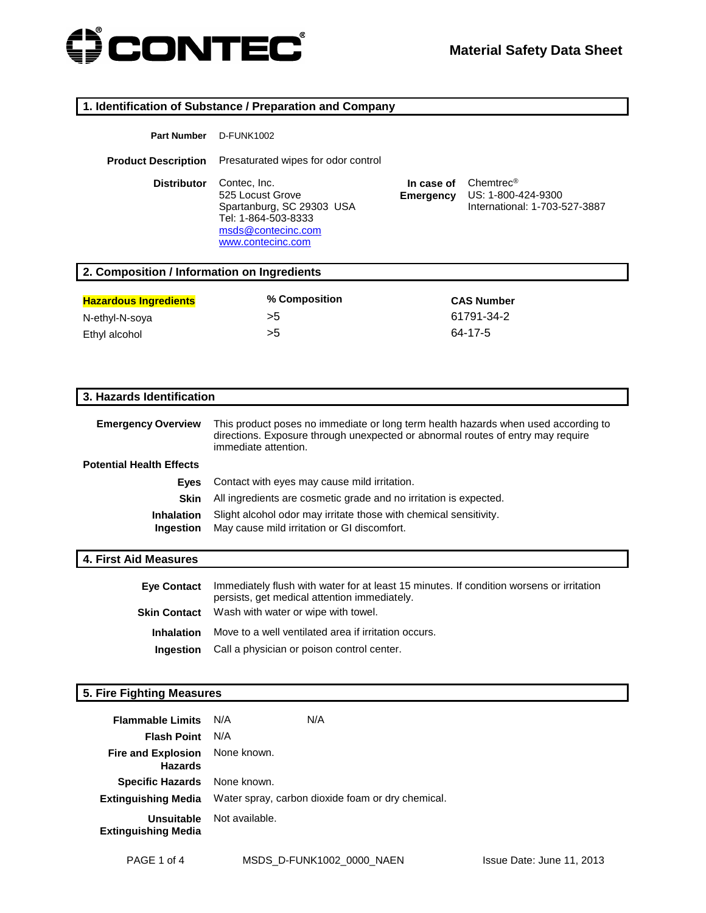CONTEC

# Material Safety Data Sheet

## 1. Identification of Substance / Preparation and Company

**Part Number** D-FUNK1002

**Product Description** Presaturated wipes for odor control

**Distributor**
Contec, Inc.
525 Locust Grove
Spartanburg, SC 29303 USA
Tel: 1-864-503-8333
msds@contecinc.com
www.contecinc.com

**In case of Emergency**
Chemtrec®
US: 1-800-424-9300
International: 1-703-527-3887

## 2. Composition / Information on Ingredients

| Hazardous Ingredients | % Composition | CAS Number |
|---|---|---|
| N-ethyl-N-soya | >5 | 61791-34-2 |
| Ethyl alcohol | >5 | 64-17-5 |

## 3. Hazards Identification

**Emergency Overview** This product poses no immediate or long term health hazards when used according to directions. Exposure through unexpected or abnormal routes of entry may require immediate attention.

**Potential Health Effects**

**Eyes** Contact with eyes may cause mild irritation.

**Skin** All ingredients are cosmetic grade and no irritation is expected.

**Inhalation** Slight alcohol odor may irritate those with chemical sensitivity.

**Ingestion** May cause mild irritation or GI discomfort.

## 4. First Aid Measures

**Eye Contact** Immediately flush with water for at least 15 minutes. If condition worsens or irritation persists, get medical attention immediately.

**Skin Contact** Wash with water or wipe with towel.

**Inhalation** Move to a well ventilated area if irritation occurs.

**Ingestion** Call a physician or poison control center.

## 5. Fire Fighting Measures

**Flammable Limits** N/A N/A

**Flash Point** N/A

**Fire and Explosion Hazards** None known.

**Specific Hazards** None known.

**Extinguishing Media** Water spray, carbon dioxide foam or dry chemical.

**Unsuitable Extinguishing Media** Not available.

MSDS_D-FUNK1002_0000_NAEN Issue Date: June 11, 2013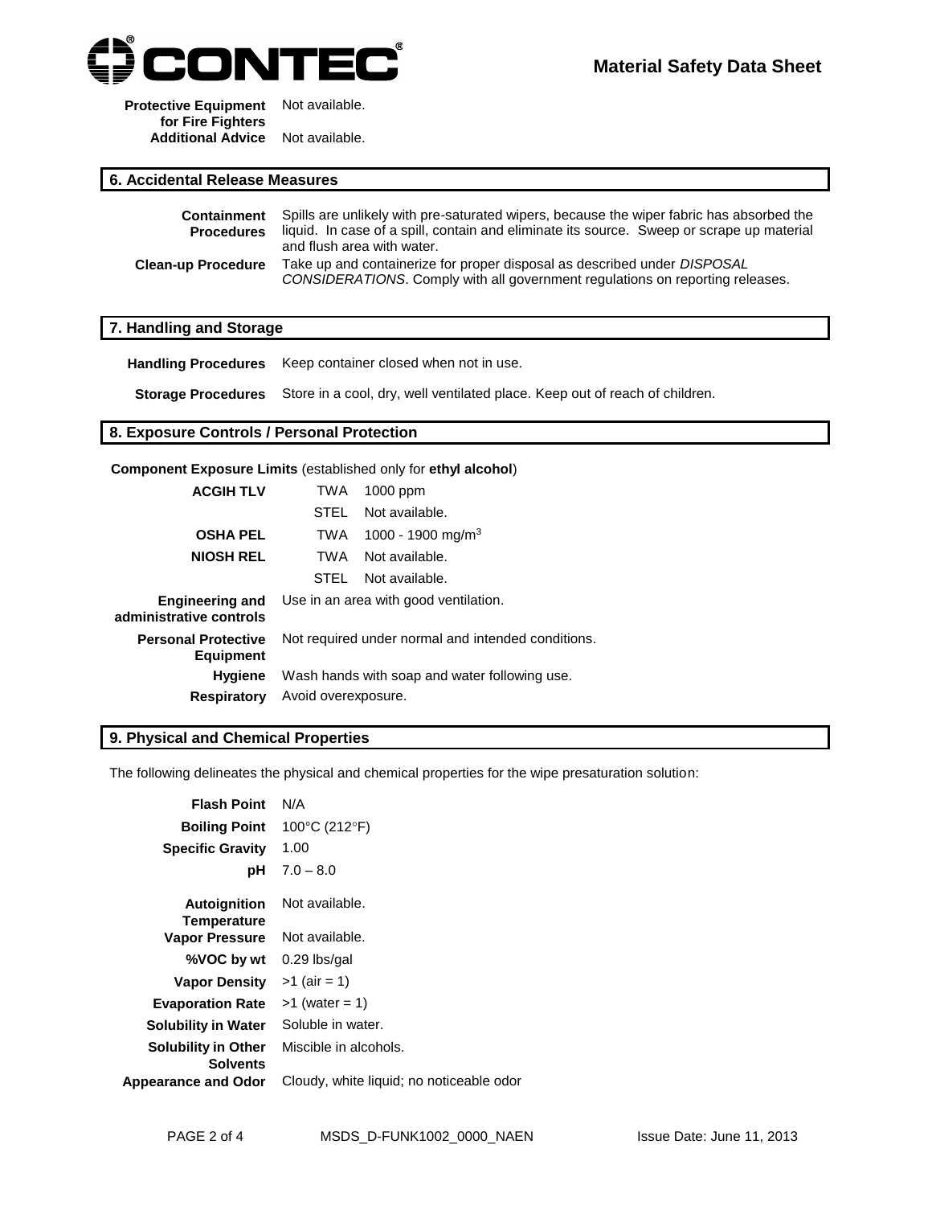**Protective Equipment for Fire Fighters** Not available.

**Additional Advice** Not available.

## 6. Accidental Release Measures

**Containment Procedures** Spills are unlikely with pre-saturated wipers, because the wiper fabric has absorbed the liquid. In case of a spill, contain and eliminate its source. Sweep or scrape up material and flush area with water.

**Clean-up Procedure** Take up and containerize for proper disposal as described under *DISPOSAL CONSIDERATIONS*. Comply with all government regulations on reporting releases.

## 7. Handling and Storage

**Handling Procedures** Keep container closed when not in use.

**Storage Procedures** Store in a cool, dry, well ventilated place. Keep out of reach of children.

## 8. Exposure Controls / Personal Protection

**Component Exposure Limits** (established only for **ethyl alcohol**)

| | | |
|---|---|---|
| **ACGIH TLV** | TWA | 1000 ppm |
| | STEL | Not available. |
| **OSHA PEL** | TWA | 1000 - 1900 mg/m$^3$ |
| **NIOSH REL** | TWA | Not available. |
| | STEL | Not available. |

**Engineering and administrative controls** Use in an area with good ventilation.

**Personal Protective Equipment** Not required under normal and intended conditions.

**Hygiene** Wash hands with soap and water following use.

**Respiratory** Avoid overexposure.

## 9. Physical and Chemical Properties

The following delineates the physical and chemical properties for the wipe presaturation solution:

| | |
|---|---|
| **Flash Point** | N/A |
| **Boiling Point** | 100°C (212°F) |
| **Specific Gravity** | 1.00 |
| **pH** | 7.0 – 8.0 |
| **Autoignition Temperature** | Not available. |
| **Vapor Pressure** | Not available. |
| **%VOC by wt** | 0.29 lbs/gal |
| **Vapor Density** | >1 (air = 1) |
| **Evaporation Rate** | >1 (water = 1) |
| **Solubility in Water** | Soluble in water. |
| **Solubility in Other Solvents** | Miscible in alcohols. |
| **Appearance and Odor** | Cloudy, white liquid; no noticeable odor |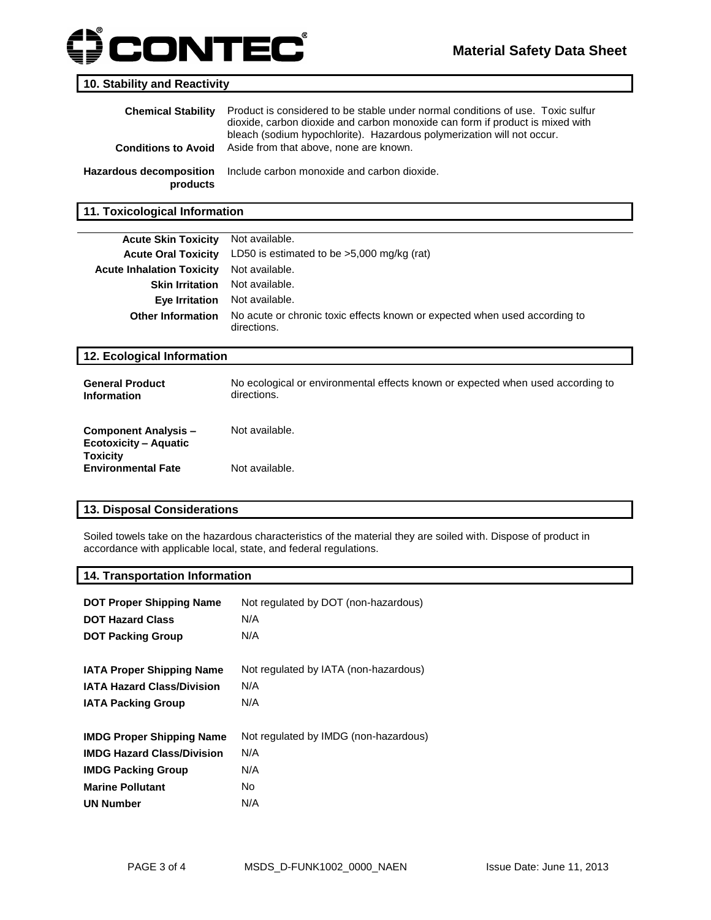## 10. Stability and Reactivity

| | |
|---|---|
| **Chemical Stability** | Product is considered to be stable under normal conditions of use. Toxic sulfur dioxide, carbon dioxide and carbon monoxide can form if product is mixed with bleach (sodium hypochlorite). Hazardous polymerization will not occur. |
| **Conditions to Avoid** | Aside from that above, none are known. |
| **Hazardous decomposition products** | Include carbon monoxide and carbon dioxide. |

## 11. Toxicological Information

| | |
|---|---|
| **Acute Skin Toxicity** | Not available. |
| **Acute Oral Toxicity** | LD50 is estimated to be >5,000 mg/kg (rat) |
| **Acute Inhalation Toxicity** | Not available. |
| **Skin Irritation** | Not available. |
| **Eye Irritation** | Not available. |
| **Other Information** | No acute or chronic toxic effects known or expected when used according to directions. |

## 12. Ecological Information

| | |
|---|---|
| **General Product Information** | No ecological or environmental effects known or expected when used according to directions. |
| **Component Analysis – Ecotoxicity – Aquatic Toxicity** | Not available. |
| **Environmental Fate** | Not available. |

## 13. Disposal Considerations

Soiled towels take on the hazardous characteristics of the material they are soiled with. Dispose of product in accordance with applicable local, state, and federal regulations.

## 14. Transportation Information

| | |
|---|---|
| **DOT Proper Shipping Name** | Not regulated by DOT (non-hazardous) |
| **DOT Hazard Class** | N/A |
| **DOT Packing Group** | N/A |
| **IATA Proper Shipping Name** | Not regulated by IATA (non-hazardous) |
| **IATA Hazard Class/Division** | N/A |
| **IATA Packing Group** | N/A |
| **IMDG Proper Shipping Name** | Not regulated by IMDG (non-hazardous) |
| **IMDG Hazard Class/Division** | N/A |
| **IMDG Packing Group** | N/A |
| **Marine Pollutant** | No |
| **UN Number** | N/A |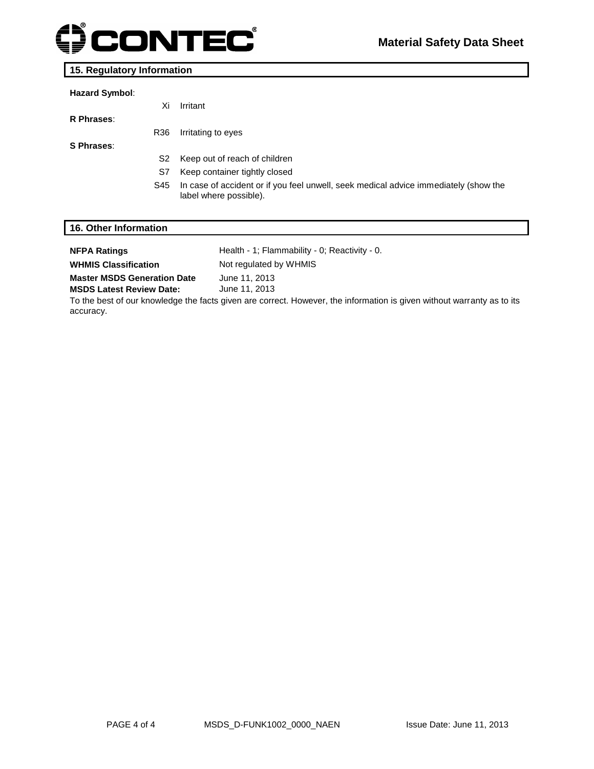## 15. Regulatory Information

**Hazard Symbol**:

| | |
|---|---|
| Xi | Irritant |

**R Phrases**:

| | |
|---|---|
| R36 | Irritating to eyes |

**S Phrases**:

| | |
|---|---|
| S2 | Keep out of reach of children |
| S7 | Keep container tightly closed |
| S45 | In case of accident or if you feel unwell, seek medical advice immediately (show the label where possible). |

## 16. Other Information

| | |
|---|---|
| **NFPA Ratings** | Health - 1; Flammability - 0; Reactivity - 0. |
| **WHMIS Classification** | Not regulated by WHMIS |
| **Master MSDS Generation Date** | June 11, 2013 |
| **MSDS Latest Review Date:** | June 11, 2013 |

To the best of our knowledge the facts given are correct. However, the information is given without warranty as to its accuracy.